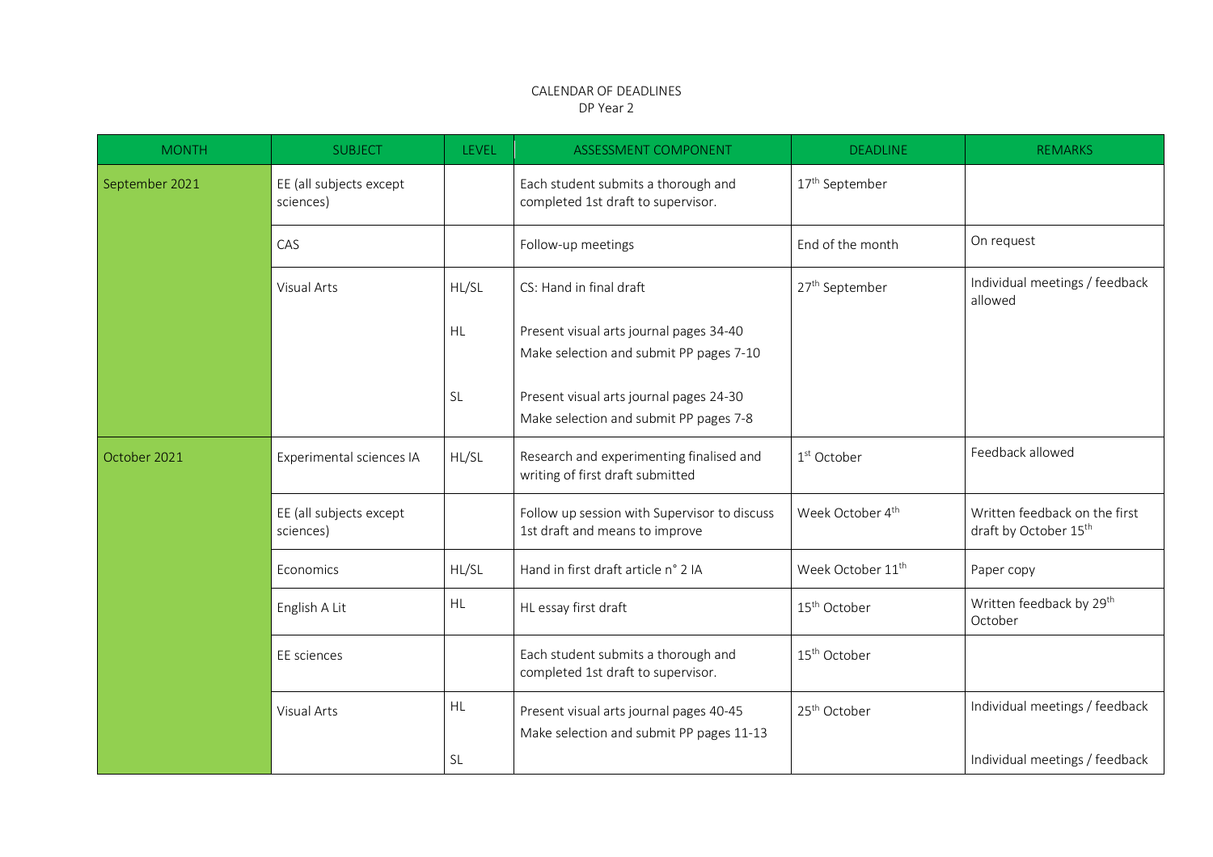CALENDAR OF DEADLINES
DP Year 2

| MONTH | SUBJECT | LEVEL | ASSESSMENT COMPONENT | DEADLINE | REMARKS |
|---|---|---|---|---|---|
| September 2021 | EE (all subjects except sciences) | | Each student submits a thorough and completed 1st draft to supervisor. | 17th September | |
| | CAS | | Follow-up meetings | End of the month | On request |
| | Visual Arts | HL/SL | CS: Hand in final draft | 27th September | Individual meetings / feedback allowed |
| | | HL | Present visual arts journal pages 34-40<br>Make selection and submit PP pages 7-10 | | |
| | | SL | Present visual arts journal pages 24-30<br>Make selection and submit PP pages 7-8 | | |
| October 2021 | Experimental sciences IA | HL/SL | Research and experimenting finalised and writing of first draft submitted | 1st October | Feedback allowed |
| | EE (all subjects except sciences) | | Follow up session with Supervisor to discuss 1st draft and means to improve | Week October 4th | Written feedback on the first draft by October 15th |
| | Economics | HL/SL | Hand in first draft article n° 2 IA | Week October 11th | Paper copy |
| | English A Lit | HL | HL essay first draft | 15th October | Written feedback by 29th October |
| | EE sciences | | Each student submits a thorough and completed 1st draft to supervisor. | 15th October | |
| | Visual Arts | HL | Present visual arts journal pages 40-45<br>Make selection and submit PP pages 11-13 | 25th October | Individual meetings / feedback |
| | | SL | | | Individual meetings / feedback |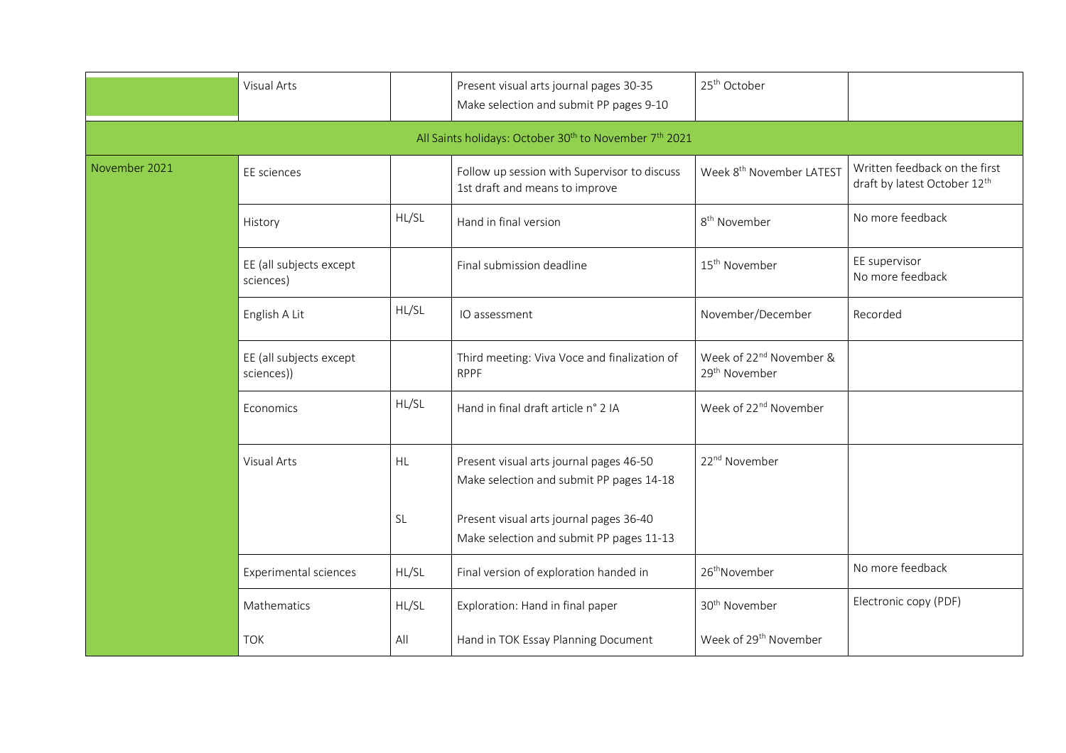| | | | | | |
|---|---|---|---|---|---|
| | Visual Arts | | Present visual arts journal pages 30-35<br>Make selection and submit PP pages 9-10 | 25th October | |
| All Saints holidays: October 30th to November 7th 2021 | | | | | |
| November 2021 | EE sciences | | Follow up session with Supervisor to discuss 1st draft and means to improve | Week 8th November LATEST | Written feedback on the first draft by latest October 12th |
| | History | HL/SL | Hand in final version | 8th November | No more feedback |
| | EE (all subjects except sciences) | | Final submission deadline | 15th November | EE supervisor<br>No more feedback |
| | English A Lit | HL/SL | IO assessment | November/December | Recorded |
| | EE (all subjects except sciences)) | | Third meeting: Viva Voce and finalization of RPPF | Week of 22nd November & 29th November | |
| | Economics | HL/SL | Hand in final draft article n° 2 IA | Week of 22nd November | |
| | Visual Arts | HL | Present visual arts journal pages 46-50<br>Make selection and submit PP pages 14-18 | 22nd November | |
| | | SL | Present visual arts journal pages 36-40<br>Make selection and submit PP pages 11-13 | | |
| | Experimental sciences | HL/SL | Final version of exploration handed in | 26thNovember | No more feedback |
| | Mathematics | HL/SL | Exploration: Hand in final paper | 30th November | Electronic copy (PDF) |
| | TOK | All | Hand in TOK Essay Planning Document | Week of 29th November | |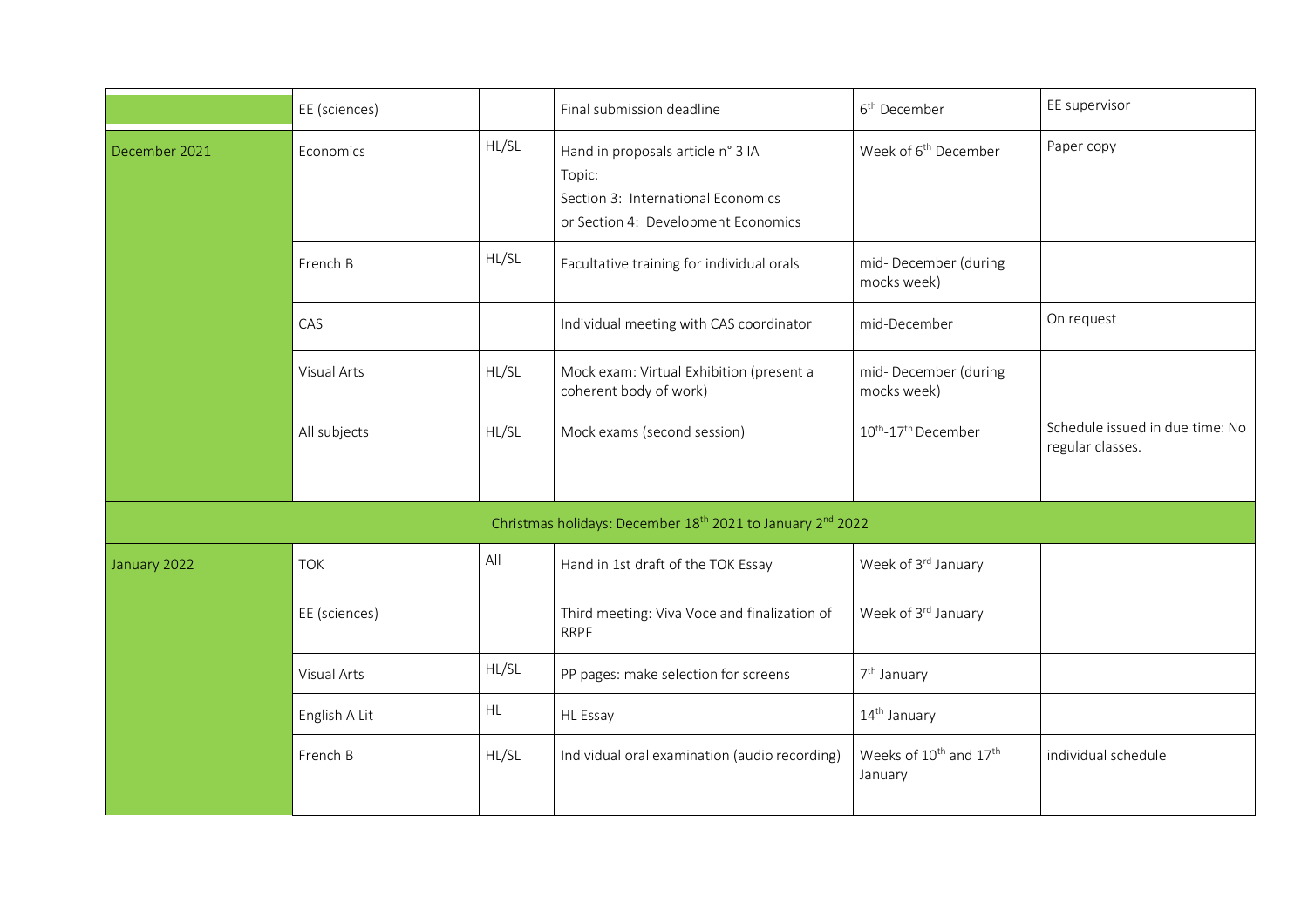| | | | | | |
|---|---|---|---|---|---|
| | EE (sciences) | | Final submission deadline | 6th December | EE supervisor |
| December 2021 | Economics | HL/SL | Hand in proposals article n° 3 IA<br>Topic:<br>Section 3: International Economics<br>or Section 4: Development Economics | Week of 6th December | Paper copy |
| | French B | HL/SL | Facultative training for individual orals | mid- December (during mocks week) | |
| | CAS | | Individual meeting with CAS coordinator | mid-December | On request |
| | Visual Arts | HL/SL | Mock exam: Virtual Exhibition (present a coherent body of work) | mid- December (during mocks week) | |
| | All subjects | HL/SL | Mock exams (second session) | 10th-17th December | Schedule issued in due time: No regular classes. |
| Christmas holidays: December 18th 2021 to January 2nd 2022 | | | | | |
| January 2022 | TOK | All | Hand in 1st draft of the TOK Essay | Week of 3rd January | |
| | EE (sciences) | | Third meeting: Viva Voce and finalization of RRPF | Week of 3rd January | |
| | Visual Arts | HL/SL | PP pages: make selection for screens | 7th January | |
| | English A Lit | HL | HL Essay | 14th January | |
| | French B | HL/SL | Individual oral examination (audio recording) | Weeks of 10th and 17th January | individual schedule |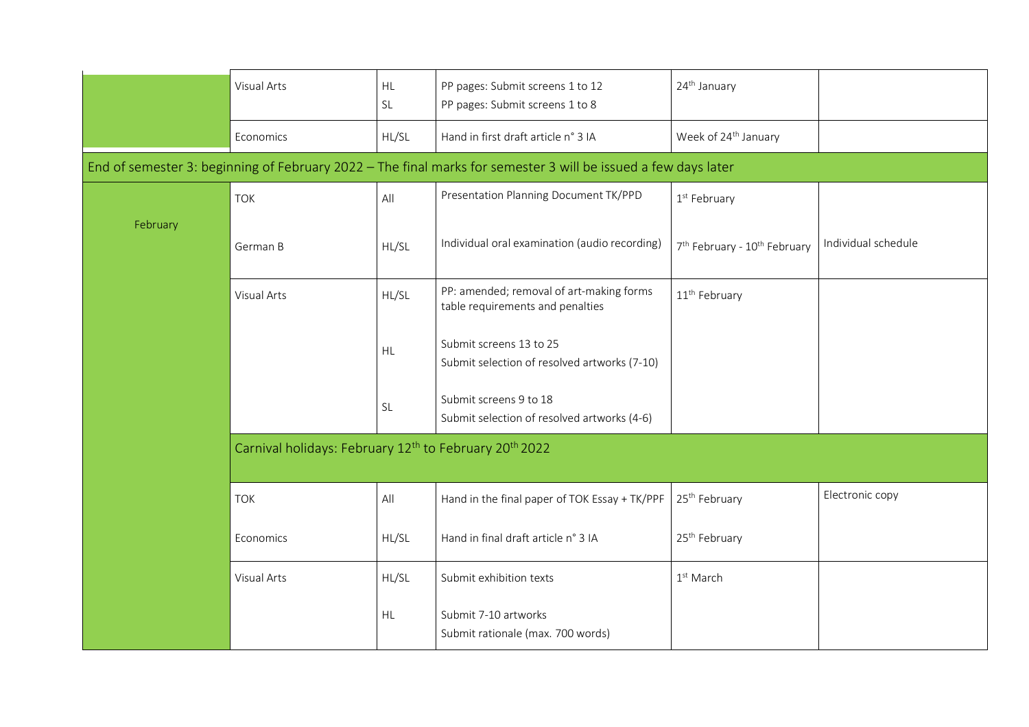| | | | | | |
|---|---|---|---|---|---|
| | Visual Arts | HL<br>SL | PP pages: Submit screens 1 to 12<br>PP pages: Submit screens 1 to 8 | 24th January | |
| | Economics | HL/SL | Hand in first draft article n° 3 IA | Week of 24th January | |
| End of semester 3: beginning of February 2022 – The final marks for semester 3 will be issued a few days later | | | | | |
| February | TOK | All | Presentation Planning Document TK/PPD | 1st February | |
| | German B | HL/SL | Individual oral examination (audio recording) | 7th February - 10th February | Individual schedule |
| | Visual Arts | HL/SL | PP: amended; removal of art-making forms table requirements and penalties | 11th February | |
| | | HL | Submit screens 13 to 25<br>Submit selection of resolved artworks (7-10) | | |
| | | SL | Submit screens 9 to 18<br>Submit selection of resolved artworks (4-6) | | |
| | Carnival holidays: February 12th to February 20th 2022 | | | | |
| | TOK | All | Hand in the final paper of TOK Essay + TK/PPF | 25th February | Electronic copy |
| | Economics | HL/SL | Hand in final draft article n° 3 IA | 25th February | |
| | Visual Arts | HL/SL | Submit exhibition texts | 1st March | |
| | | HL | Submit 7-10 artworks<br>Submit rationale (max. 700 words) | | |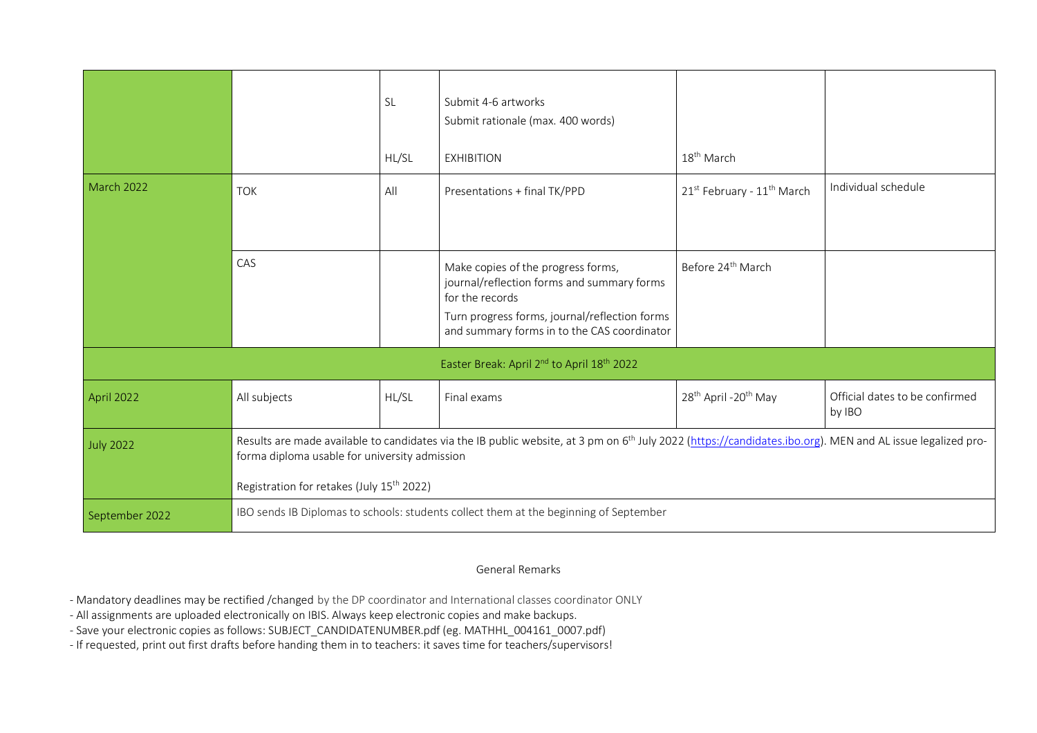| | | | | | |
|---|---|---|---|---|---|
| | | SL<br><br>HL/SL | Submit 4-6 artworks<br>Submit rationale (max. 400 words)<br><br>EXHIBITION | <br><br><br>18th March | |
| March 2022 | TOK | All | Presentations + final TK/PPD | 21st February - 11th March | Individual schedule |
| | CAS | | Make copies of the progress forms, journal/reflection forms and summary forms for the records<br>Turn progress forms, journal/reflection forms and summary forms in to the CAS coordinator | Before 24th March | |
| Easter Break: April 2nd to April 18th 2022 | | | | | |
| April 2022 | All subjects | HL/SL | Final exams | 28th April -20th May | Official dates to be confirmed by IBO |
| July 2022 | Results are made available to candidates via the IB public website, at 3 pm on 6th July 2022 (https://candidates.ibo.org). MEN and AL issue legalized pro-forma diploma usable for university admission<br><br>Registration for retakes (July 15th 2022) | | | | |
| September 2022 | IBO sends IB Diplomas to schools: students collect them at the beginning of September | | | | |

General Remarks

- Mandatory deadlines may be rectified /changed by the DP coordinator and International classes coordinator ONLY
- All assignments are uploaded electronically on IBIS. Always keep electronic copies and make backups.
- Save your electronic copies as follows: SUBJECT_CANDIDATENUMBER.pdf (eg. MATHHL_004161_0007.pdf)
- If requested, print out first drafts before handing them in to teachers: it saves time for teachers/supervisors!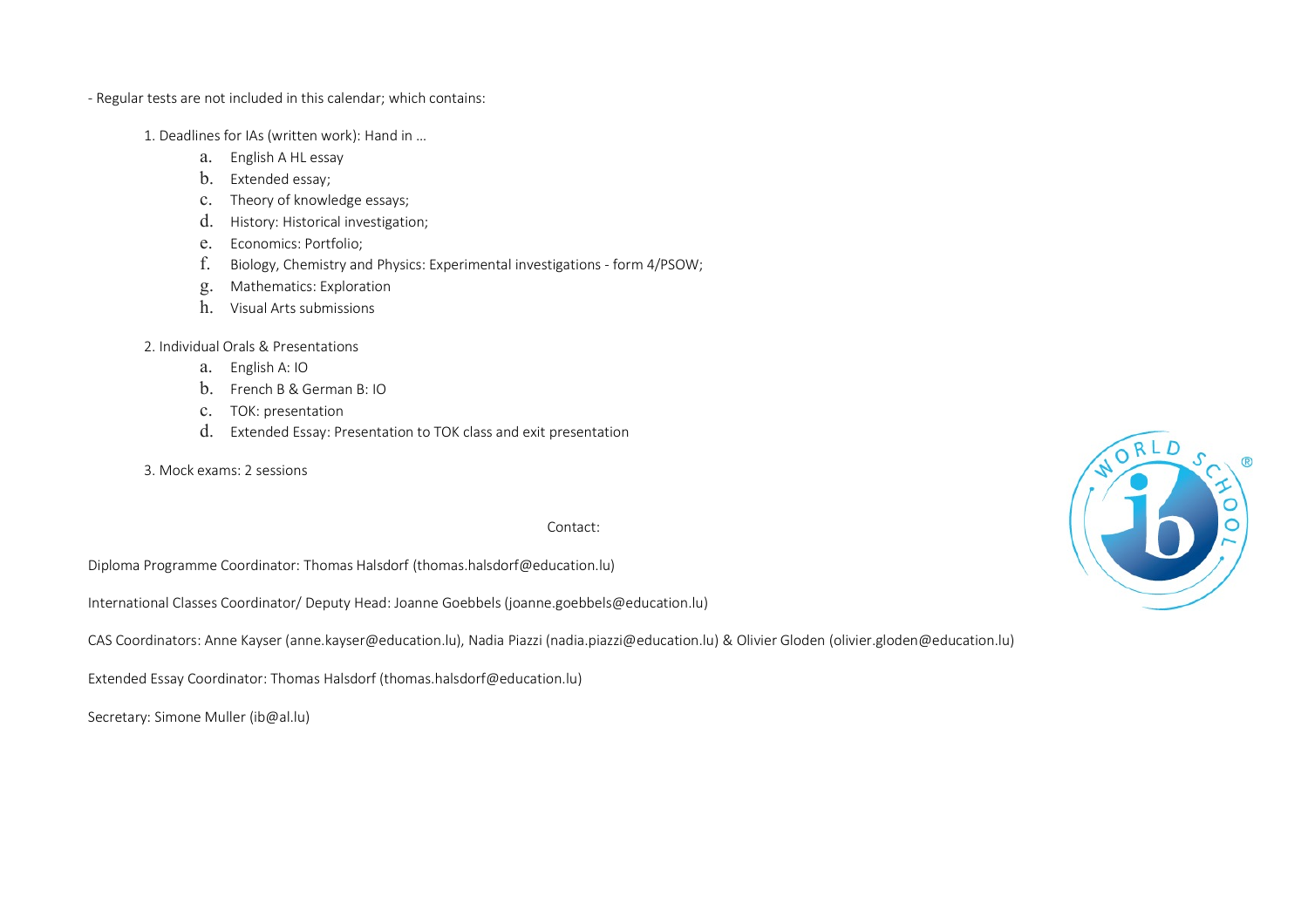- Regular tests are not included in this calendar; which contains:

1. Deadlines for IAs (written work): Hand in …
    a. English A HL essay
    b. Extended essay;
    c. Theory of knowledge essays;
    d. History: Historical investigation;
    e. Economics: Portfolio;
    f. Biology, Chemistry and Physics: Experimental investigations - form 4/PSOW;
    g. Mathematics: Exploration
    h. Visual Arts submissions

2. Individual Orals & Presentations
    a. English A: IO
    b. French B & German B: IO
    c. TOK: presentation
    d. Extended Essay: Presentation to TOK class and exit presentation

3. Mock exams: 2 sessions

Contact:

Diploma Programme Coordinator: Thomas Halsdorf (thomas.halsdorf@education.lu)

International Classes Coordinator/ Deputy Head: Joanne Goebbels (joanne.goebbels@education.lu)

CAS Coordinators: Anne Kayser (anne.kayser@education.lu), Nadia Piazzi (nadia.piazzi@education.lu) & Olivier Gloden (olivier.gloden@education.lu)

Extended Essay Coordinator: Thomas Halsdorf (thomas.halsdorf@education.lu)

Secretary: Simone Muller (ib@al.lu)